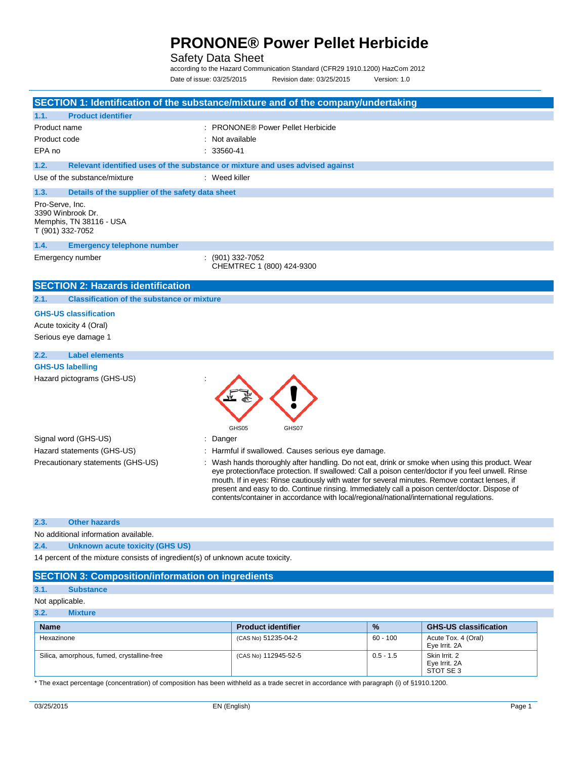# PRONONE® Power Pellet Herbicide

Safety Data Sheet

according to the Hazard Communication Standard (CFR29 1910.1200) HazCom 2012

Date of issue: 03/25/2015 Revision date: 03/25/2015 Version: 1.0

## SECTION 1: Identification of the substance/mixture and of the company/undertaking

### 1.1. Product identifier

Product name : PRONONE® Power Pellet Herbicide

Product code : Not available

EPA no : 33560-41

### 1.2. Relevant identified uses of the substance or mixture and uses advised against

Use of the substance/mixture : Weed killer

### 1.3. Details of the supplier of the safety data sheet

Pro-Serve, Inc.
3390 Winbrook Dr.
Memphis, TN 38116 - USA
T (901) 332-7052

### 1.4. Emergency telephone number

Emergency number : (901) 332-7052
CHEMTREC 1 (800) 424-9300

## SECTION 2: Hazards identification

### 2.1. Classification of the substance or mixture

**GHS-US classification**

Acute toxicity 4 (Oral)

Serious eye damage 1

### 2.2. Label elements

**GHS-US labelling**

Hazard pictograms (GHS-US) :

GHS05 GHS07

Signal word (GHS-US) : Danger

Hazard statements (GHS-US) : Harmful if swallowed. Causes serious eye damage.

Precautionary statements (GHS-US) : Wash hands thoroughly after handling. Do not eat, drink or smoke when using this product. Wear eye protection/face protection. If swallowed: Call a poison center/doctor if you feel unwell. Rinse mouth. If in eyes: Rinse cautiously with water for several minutes. Remove contact lenses, if present and easy to do. Continue rinsing. Immediately call a poison center/doctor. Dispose of contents/container in accordance with local/regional/national/international regulations.

### 2.3. Other hazards

No additional information available.

### 2.4. Unknown acute toxicity (GHS US)

14 percent of the mixture consists of ingredient(s) of unknown acute toxicity.

## SECTION 3: Composition/information on ingredients

### 3.1. Substance

Not applicable.

### 3.2. Mixture

| Name | Product identifier | % | GHS-US classification |
|---|---|---|---|
| Hexazinone | (CAS No) 51235-04-2 | 60 - 100 | Acute Tox. 4 (Oral)<br>Eye Irrit. 2A |
| Silica, amorphous, fumed, crystalline-free | (CAS No) 112945-52-5 | 0.5 - 1.5 | Skin Irrit. 2<br>Eye Irrit. 2A<br>STOT SE 3 |

* The exact percentage (concentration) of composition has been withheld as a trade secret in accordance with paragraph (i) of §1910.1200.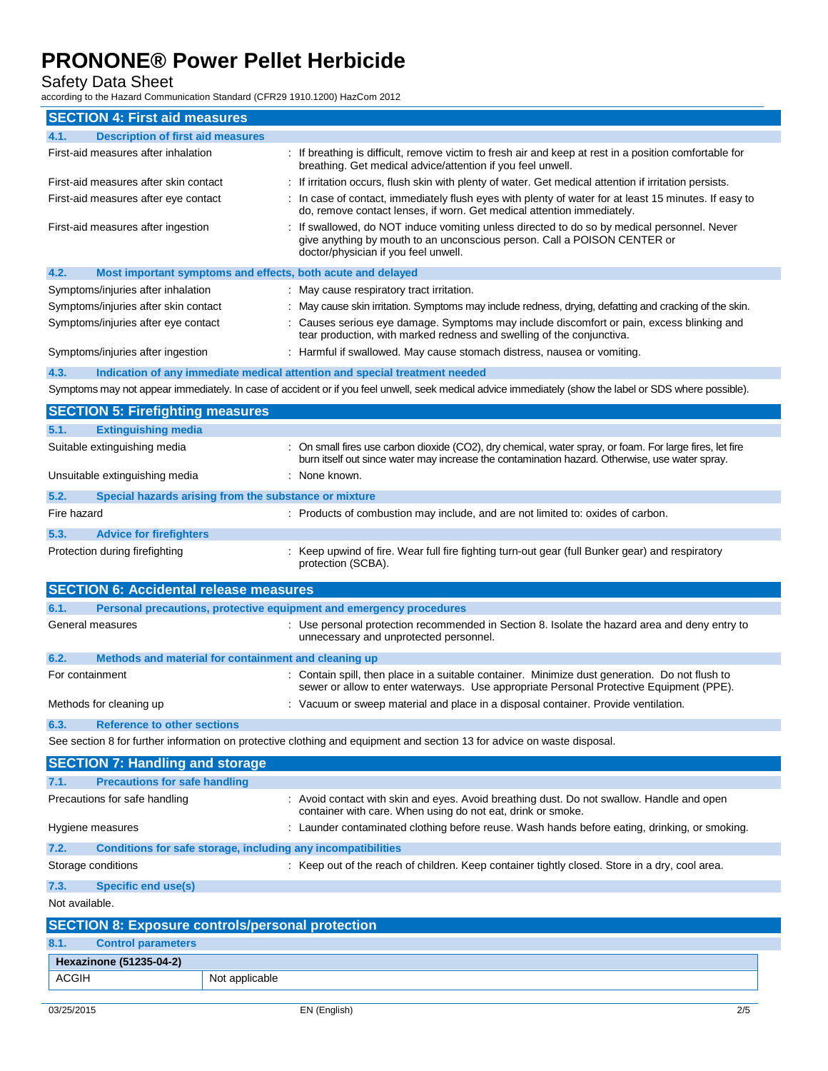## SECTION 4: First aid measures

### 4.1. Description of first aid measures

First-aid measures after inhalation : If breathing is difficult, remove victim to fresh air and keep at rest in a position comfortable for breathing. Get medical advice/attention if you feel unwell.

First-aid measures after skin contact : If irritation occurs, flush skin with plenty of water. Get medical attention if irritation persists.

First-aid measures after eye contact : In case of contact, immediately flush eyes with plenty of water for at least 15 minutes. If easy to do, remove contact lenses, if worn. Get medical attention immediately.

First-aid measures after ingestion : If swallowed, do NOT induce vomiting unless directed to do so by medical personnel. Never give anything by mouth to an unconscious person. Call a POISON CENTER or doctor/physician if you feel unwell.

### 4.2. Most important symptoms and effects, both acute and delayed

Symptoms/injuries after inhalation : May cause respiratory tract irritation.

Symptoms/injuries after skin contact : May cause skin irritation. Symptoms may include redness, drying, defatting and cracking of the skin.

Symptoms/injuries after eye contact : Causes serious eye damage. Symptoms may include discomfort or pain, excess blinking and tear production, with marked redness and swelling of the conjunctiva.

Symptoms/injuries after ingestion : Harmful if swallowed. May cause stomach distress, nausea or vomiting.

### 4.3. Indication of any immediate medical attention and special treatment needed

Symptoms may not appear immediately. In case of accident or if you feel unwell, seek medical advice immediately (show the label or SDS where possible).

## SECTION 5: Firefighting measures

### 5.1. Extinguishing media

Suitable extinguishing media : On small fires use carbon dioxide ($CO_2$), dry chemical, water spray, or foam. For large fires, let fire burn itself out since water may increase the contamination hazard. Otherwise, use water spray.

Unsuitable extinguishing media : None known.

### 5.2. Special hazards arising from the substance or mixture

Fire hazard : Products of combustion may include, and are not limited to: oxides of carbon.

### 5.3. Advice for firefighters

Protection during firefighting : Keep upwind of fire. Wear full fire fighting turn-out gear (full Bunker gear) and respiratory protection (SCBA).

## SECTION 6: Accidental release measures

### 6.1. Personal precautions, protective equipment and emergency procedures

General measures : Use personal protection recommended in Section 8. Isolate the hazard area and deny entry to unnecessary and unprotected personnel.

### 6.2. Methods and material for containment and cleaning up

For containment : Contain spill, then place in a suitable container. Minimize dust generation. Do not flush to sewer or allow to enter waterways. Use appropriate Personal Protective Equipment (PPE).

Methods for cleaning up : Vacuum or sweep material and place in a disposal container. Provide ventilation.

### 6.3. Reference to other sections

See section 8 for further information on protective clothing and equipment and section 13 for advice on waste disposal.

## SECTION 7: Handling and storage

### 7.1. Precautions for safe handling

Precautions for safe handling : Avoid contact with skin and eyes. Avoid breathing dust. Do not swallow. Handle and open container with care. When using do not eat, drink or smoke.

Hygiene measures : Launder contaminated clothing before reuse. Wash hands before eating, drinking, or smoking.

### 7.2. Conditions for safe storage, including any incompatibilities

Storage conditions : Keep out of the reach of children. Keep container tightly closed. Store in a dry, cool area.

### 7.3. Specific end use(s)

Not available.

## SECTION 8: Exposure controls/personal protection

### 8.1. Control parameters

| Hexazinone (51235-04-2) | |
|---|---|
| ACGIH | Not applicable |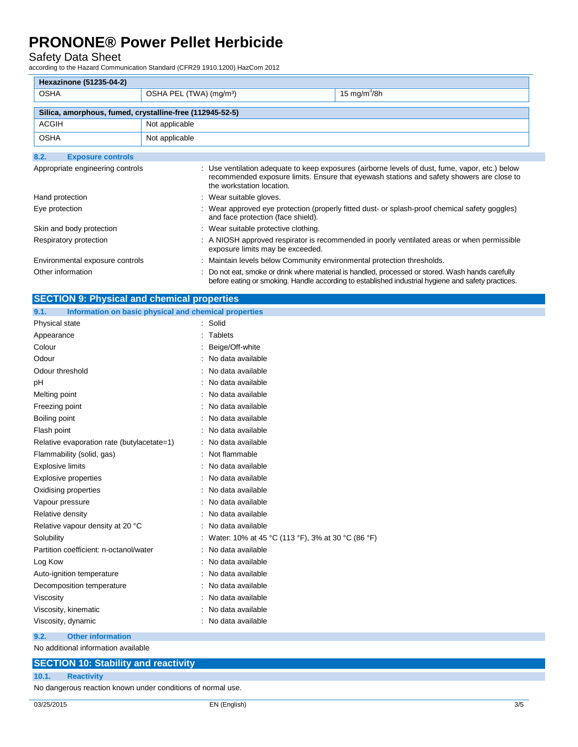| Hexazinone (51235-04-2) | | |
|---|---|---|
| OSHA | OSHA PEL (TWA) (mg/m³) | 15 mg/m³/8h |

| Silica, amorphous, fumed, crystalline-free (112945-52-5) | |
|---|---|
| ACGIH | Not applicable |
| OSHA | Not applicable |

### 8.2. Exposure controls

| | |
|---|---|
| Appropriate engineering controls | : Use ventilation adequate to keep exposures (airborne levels of dust, fume, vapor, etc.) below recommended exposure limits. Ensure that eyewash stations and safety showers are close to the workstation location. |
| Hand protection | : Wear suitable gloves. |
| Eye protection | : Wear approved eye protection (properly fitted dust- or splash-proof chemical safety goggles) and face protection (face shield). |
| Skin and body protection | : Wear suitable protective clothing. |
| Respiratory protection | : A NIOSH approved respirator is recommended in poorly ventilated areas or when permissible exposure limits may be exceeded. |
| Environmental exposure controls | : Maintain levels below Community environmental protection thresholds. |
| Other information | : Do not eat, smoke or drink where material is handled, processed or stored. Wash hands carefully before eating or smoking. Handle according to established industrial hygiene and safety practices. |

## SECTION 9: Physical and chemical properties

### 9.1. Information on basic physical and chemical properties

| | |
|---|---|
| Physical state | : Solid |
| Appearance | : Tablets |
| Colour | : Beige/Off-white |
| Odour | : No data available |
| Odour threshold | : No data available |
| pH | : No data available |
| Melting point | : No data available |
| Freezing point | : No data available |
| Boiling point | : No data available |
| Flash point | : No data available |
| Relative evaporation rate (butylacetate=1) | : No data available |
| Flammability (solid, gas) | : Not flammable |
| Explosive limits | : No data available |
| Explosive properties | : No data available |
| Oxidising properties | : No data available |
| Vapour pressure | : No data available |
| Relative density | : No data available |
| Relative vapour density at 20 °C | : No data available |
| Solubility | : Water: 10% at 45 °C (113 °F), 3% at 30 °C (86 °F) |
| Partition coefficient: n-octanol/water | : No data available |
| Log Kow | : No data available |
| Auto-ignition temperature | : No data available |
| Decomposition temperature | : No data available |
| Viscosity | : No data available |
| Viscosity, kinematic | : No data available |
| Viscosity, dynamic | : No data available |

### 9.2. Other information

No additional information available

## SECTION 10: Stability and reactivity

### 10.1. Reactivity

No dangerous reaction known under conditions of normal use.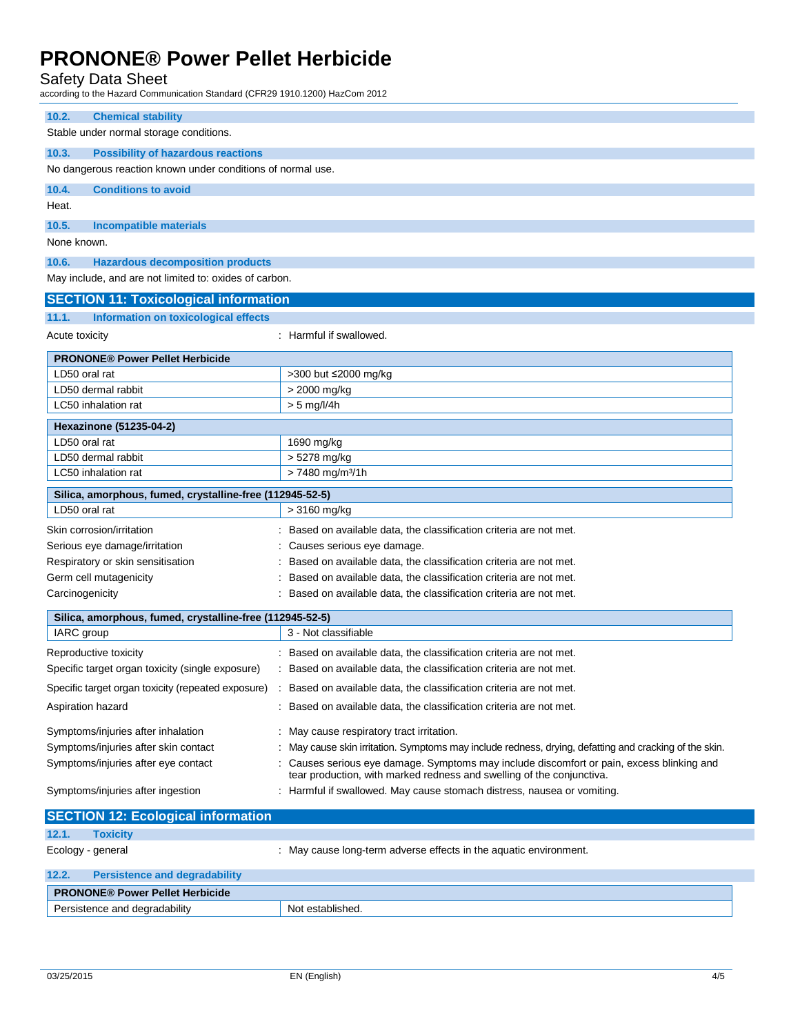### 10.2. Chemical stability

Stable under normal storage conditions.

### 10.3. Possibility of hazardous reactions

No dangerous reaction known under conditions of normal use.

### 10.4. Conditions to avoid

Heat.

### 10.5. Incompatible materials

None known.

### 10.6. Hazardous decomposition products

May include, and are not limited to: oxides of carbon.

## SECTION 11: Toxicological information

### 11.1. Information on toxicological effects

Acute toxicity : Harmful if swallowed.

| PRONONE® Power Pellet Herbicide | |
|---|---|
| LD50 oral rat | >300 but ≤2000 mg/kg |
| LD50 dermal rabbit | > 2000 mg/kg |
| LC50 inhalation rat | > 5 mg/l/4h |

| Hexazinone (51235-04-2) | |
|---|---|
| LD50 oral rat | 1690 mg/kg |
| LD50 dermal rabbit | > 5278 mg/kg |
| LC50 inhalation rat | > 7480 mg/m³/1h |

| Silica, amorphous, fumed, crystalline-free (112945-52-5) | |
|---|---|
| LD50 oral rat | > 3160 mg/kg |

Skin corrosion/irritation : Based on available data, the classification criteria are not met.

Serious eye damage/irritation : Causes serious eye damage.

Respiratory or skin sensitisation : Based on available data, the classification criteria are not met.

Germ cell mutagenicity : Based on available data, the classification criteria are not met.

Carcinogenicity : Based on available data, the classification criteria are not met.

| Silica, amorphous, fumed, crystalline-free (112945-52-5) | |
|---|---|
| IARC group | 3 - Not classifiable |

Reproductive toxicity : Based on available data, the classification criteria are not met.

Specific target organ toxicity (single exposure) : Based on available data, the classification criteria are not met.

Specific target organ toxicity (repeated exposure) : Based on available data, the classification criteria are not met.

Aspiration hazard : Based on available data, the classification criteria are not met.

Symptoms/injuries after inhalation : May cause respiratory tract irritation.

Symptoms/injuries after skin contact : May cause skin irritation. Symptoms may include redness, drying, defatting and cracking of the skin.

Symptoms/injuries after eye contact : Causes serious eye damage. Symptoms may include discomfort or pain, excess blinking and tear production, with marked redness and swelling of the conjunctiva.

Symptoms/injuries after ingestion : Harmful if swallowed. May cause stomach distress, nausea or vomiting.

## SECTION 12: Ecological information

### 12.1. Toxicity

Ecology - general : May cause long-term adverse effects in the aquatic environment.

### 12.2. Persistence and degradability

| PRONONE® Power Pellet Herbicide | |
|---|---|
| Persistence and degradability | Not established. |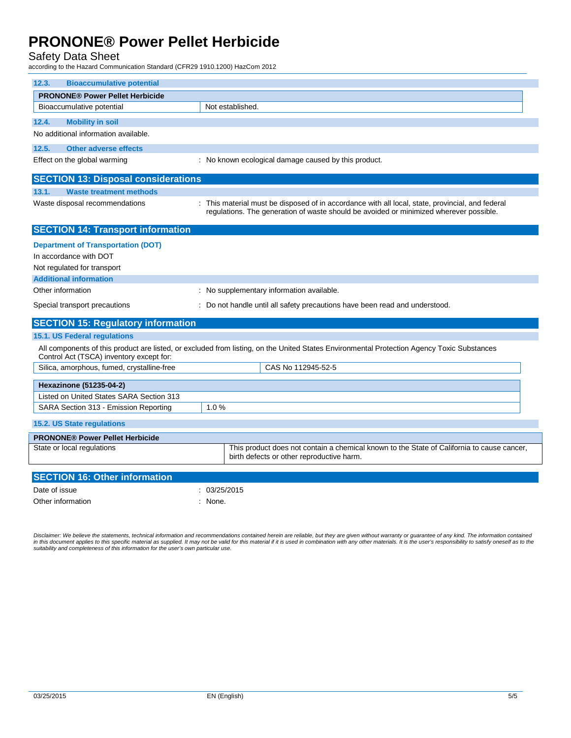### 12.3. Bioaccumulative potential

| PRONONE® Power Pellet Herbicide | |
|---|---|
| Bioaccumulative potential | Not established. |

### 12.4. Mobility in soil

No additional information available.

### 12.5. Other adverse effects

Effect on the global warming : No known ecological damage caused by this product.

## SECTION 13: Disposal considerations

### 13.1. Waste treatment methods

Waste disposal recommendations : This material must be disposed of in accordance with all local, state, provincial, and federal regulations. The generation of waste should be avoided or minimized wherever possible.

## SECTION 14: Transport information

**Department of Transportation (DOT)**

In accordance with DOT

Not regulated for transport

**Additional information**

Other information : No supplementary information available.

Special transport precautions : Do not handle until all safety precautions have been read and understood.

## SECTION 15: Regulatory information

### 15.1. US Federal regulations

All components of this product are listed, or excluded from listing, on the United States Environmental Protection Agency Toxic Substances Control Act (TSCA) inventory except for:

| | |
|---|---|
| Silica, amorphous, fumed, crystalline-free | CAS No 112945-52-5 |

| Hexazinone (51235-04-2) | |
|---|---|
| Listed on United States SARA Section 313 | |
| SARA Section 313 - Emission Reporting | 1.0 % |

### 15.2. US State regulations

| PRONONE® Power Pellet Herbicide | |
|---|---|
| State or local regulations | This product does not contain a chemical known to the State of California to cause cancer, birth defects or other reproductive harm. |

## SECTION 16: Other information

Date of issue : 03/25/2015

Other information : None.

*Disclaimer: We believe the statements, technical information and recommendations contained herein are reliable, but they are given without warranty or guarantee of any kind. The information contained in this document applies to this specific material as supplied. It may not be valid for this material if it is used in combination with any other materials. It is the user's responsibility to satisfy oneself as to the suitability and completeness of this information for the user's own particular use.*